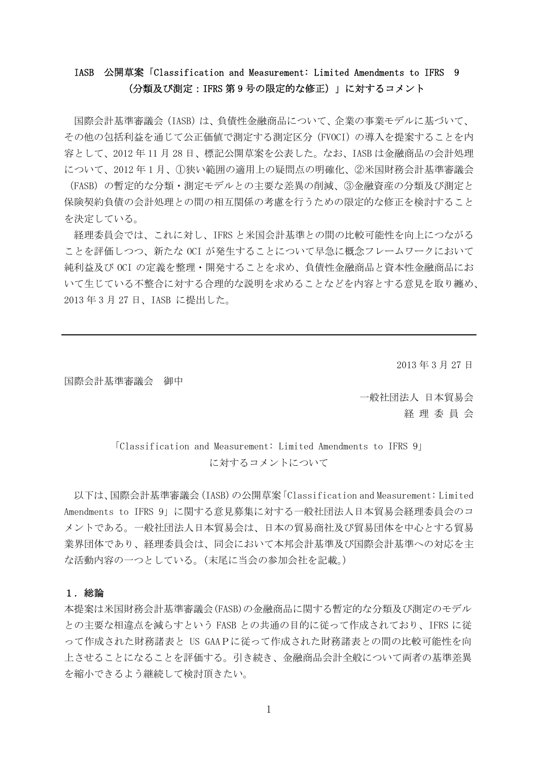# IASB 公開草案「Classification and Measurement: Limited Amendments to IFRS 9（分類及び測定：IFRS 第 9 号の限定的な修正）」に対するコメント

国際会計基準審議会（IASB）は、負債性金融商品について、企業の事業モデルに基づいて、その他の包括利益を通じて公正価値で測定する測定区分（FVOCI）の導入を提案することを内容として、2012 年 11 月 28 日、標記公開草案を公表した。なお、IASB は金融商品の会計処理について、2012 年 1 月、①狭い範囲の適用上の疑問点の明確化、②米国財務会計基準審議会（FASB）の暫定的な分類・測定モデルとの主要な差異の削減、③金融資産の分類及び測定と保険契約負債の会計処理との間の相互関係の考慮を行うための限定的な修正を検討することを決定している。

経理委員会では、これに対し、IFRS と米国会計基準との間の比較可能性を向上につながることを評価しつつ、新たな OCI が発生することについて早急に概念フレームワークにおいて純利益及び OCI の定義を整理・開発することを求め、負債性金融商品と資本性金融商品において生じている不整合に対する合理的な説明を求めることなどを内容とする意見を取り纏め、2013 年 3 月 27 日、IASB に提出した。

---

2013 年 3 月 27 日

国際会計基準審議会　御中

一般社団法人 日本貿易会
経 理 委 員 会

## 「Classification and Measurement: Limited Amendments to IFRS 9」に対するコメントについて

以下は、国際会計基準審議会（IASB）の公開草案「Classification and Measurement: Limited Amendments to IFRS 9」に関する意見募集に対する一般社団法人日本貿易会経理委員会のコメントである。一般社団法人日本貿易会は、日本の貿易商社及び貿易団体を中心とする貿易業界団体であり、経理委員会は、同会において本邦会計基準及び国際会計基準への対応を主な活動内容の一つとしている。（末尾に当会の参加会社を記載。）

### 1．総論

本提案は米国財務会計基準審議会(FASB)の金融商品に関する暫定的な分類及び測定のモデルとの主要な相違点を減らすという FASB との共通の目的に従って作成されており、IFRS に従って作成された財務諸表と US GAAP に従って作成された財務諸表との間の比較可能性を向上させることになることを評価する。引き続き、金融商品会計全般について両者の基準差異を縮小できるよう継続して検討頂きたい。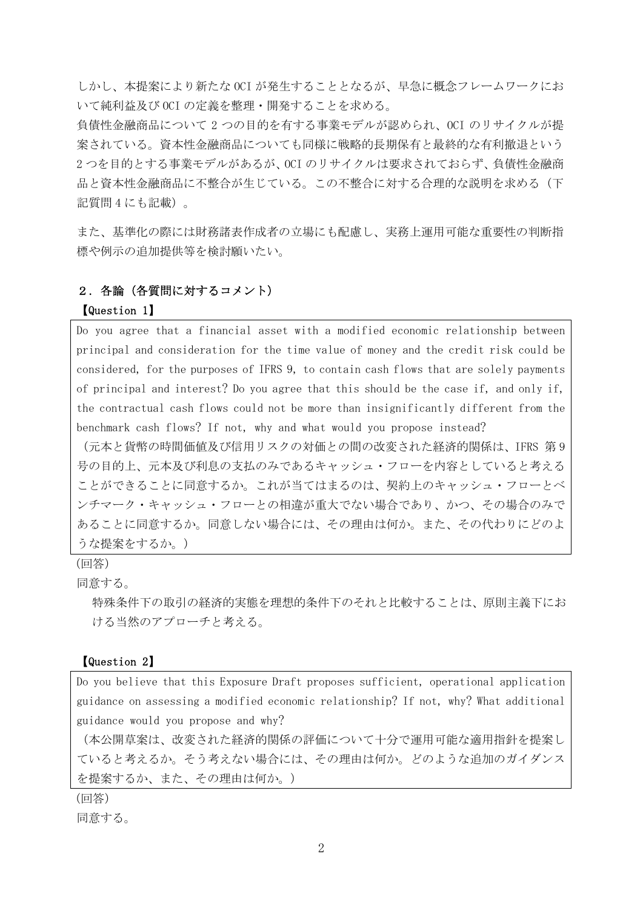しかし、本提案により新たなOCIが発生することとなるが、早急に概念フレームワークにおいて純利益及びOCIの定義を整理・開発することを求める。
負債性金融商品について2つの目的を有する事業モデルが認められ、OCIのリサイクルが提案されている。資本性金融商品についても同様に戦略的長期保有と最終的な有利撤退という2つを目的とする事業モデルがあるが、OCIのリサイクルは要求されておらず、負債性金融商品と資本性金融商品に不整合が生じている。この不整合に対する合理的な説明を求める（下記質問4にも記載）。

また、基準化の際には財務諸表作成者の立場にも配慮し、実務上運用可能な重要性の判断指標や例示の追加提供等を検討願いたい。

## ２．各論（各質問に対するコメント）

### 【Question 1】

> Do you agree that a financial asset with a modified economic relationship between principal and consideration for the time value of money and the credit risk could be considered, for the purposes of IFRS 9, to contain cash flows that are solely payments of principal and interest? Do you agree that this should be the case if, and only if, the contractual cash flows could not be more than insignificantly different from the benchmark cash flows? If not, why and what would you propose instead?
>
> （元本と貨幣の時間価値及び信用リスクの対価との間の改変された経済的関係は、IFRS 第9号の目的上、元本及び利息の支払のみであるキャッシュ・フローを内容としていると考えることができることに同意するか。これが当てはまるのは、契約上のキャッシュ・フローとベンチマーク・キャッシュ・フローとの相違が重大でない場合であり、かつ、その場合のみであることに同意するか。同意しない場合には、その理由は何か。また、その代わりにどのような提案をするか。）

(回答)

同意する。

特殊条件下の取引の経済的実態を理想的条件下のそれと比較することは、原則主義下における当然のアプローチと考える。

### 【Question 2】

> Do you believe that this Exposure Draft proposes sufficient, operational application guidance on assessing a modified economic relationship? If not, why? What additional guidance would you propose and why?
>
> （本公開草案は、改変された経済的関係の評価について十分で運用可能な適用指針を提案していると考えるか。そう考えない場合には、その理由は何か。どのような追加のガイダンスを提案するか、また、その理由は何か。）

(回答)

同意する。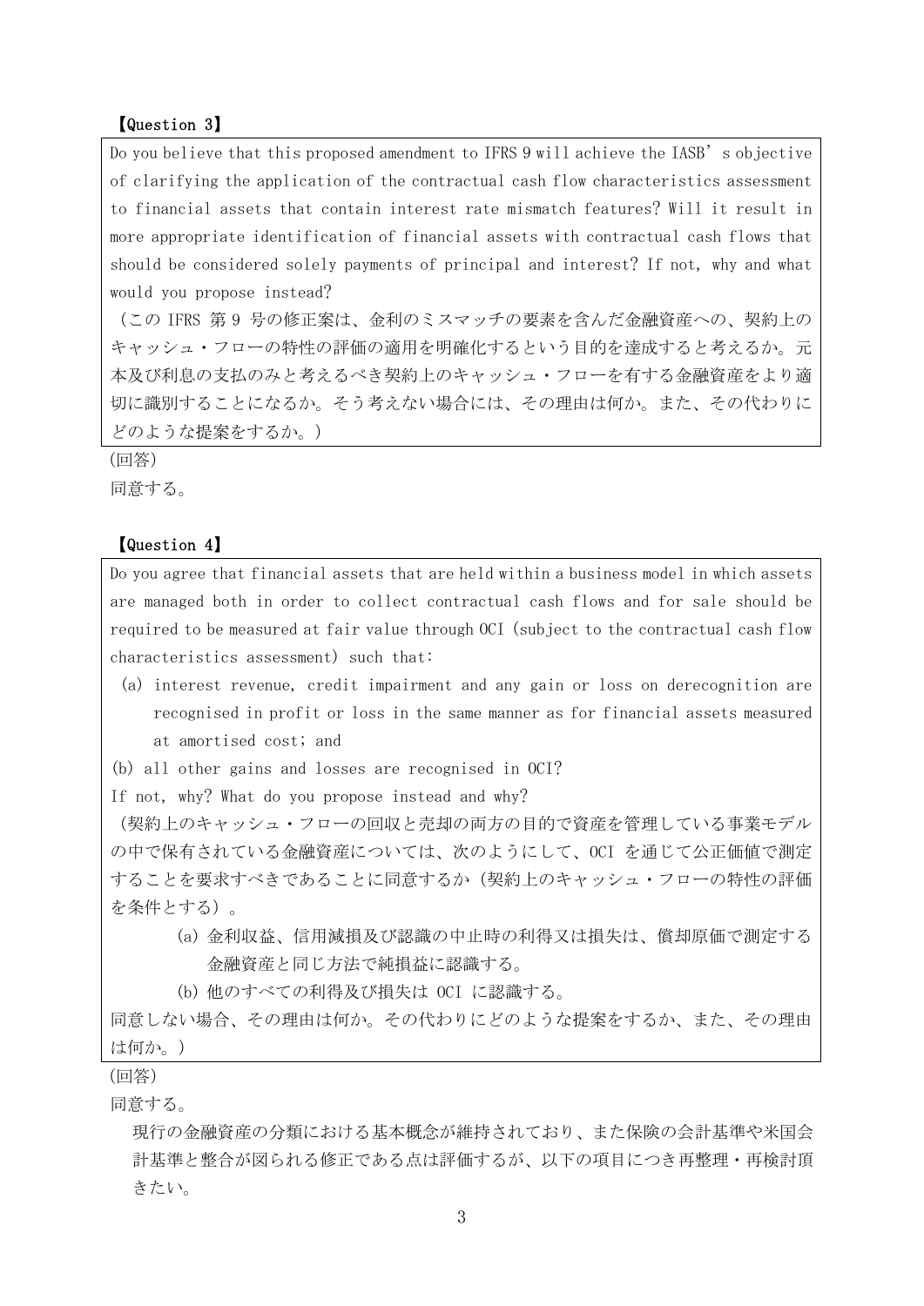【Question 3】

Do you believe that this proposed amendment to IFRS 9 will achieve the IASB's objective of clarifying the application of the contractual cash flow characteristics assessment to financial assets that contain interest rate mismatch features? Will it result in more appropriate identification of financial assets with contractual cash flows that should be considered solely payments of principal and interest? If not, why and what would you propose instead?

（この IFRS 第 9 号の修正案は、金利のミスマッチの要素を含んだ金融資産への、契約上のキャッシュ・フローの特性の評価の適用を明確化するという目的を達成すると考えるか。元本及び利息の支払のみと考えるべき契約上のキャッシュ・フローを有する金融資産をより適切に識別することになるか。そう考えない場合には、その理由は何か。また、その代わりにどのような提案をするか。）

(回答)

同意する。

【Question 4】

Do you agree that financial assets that are held within a business model in which assets are managed both in order to collect contractual cash flows and for sale should be required to be measured at fair value through OCI (subject to the contractual cash flow characteristics assessment) such that:

(a) interest revenue, credit impairment and any gain or loss on derecognition are recognised in profit or loss in the same manner as for financial assets measured at amortised cost; and

(b) all other gains and losses are recognised in OCI?

If not, why? What do you propose instead and why?

（契約上のキャッシュ・フローの回収と売却の両方の目的で資産を管理している事業モデルの中で保有されている金融資産については、次のようにして、OCI を通じて公正価値で測定することを要求すべきであることに同意するか（契約上のキャッシュ・フローの特性の評価を条件とする）。

(a) 金利収益、信用減損及び認識の中止時の利得又は損失は、償却原価で測定する金融資産と同じ方法で純損益に認識する。

(b) 他のすべての利得及び損失は OCI に認識する。

同意しない場合、その理由は何か。その代わりにどのような提案をするか、また、その理由は何か。）

(回答)

同意する。

現行の金融資産の分類における基本概念が維持されており、また保険の会計基準や米国会計基準と整合が図られる修正である点は評価するが、以下の項目につき再整理・再検討頂きたい。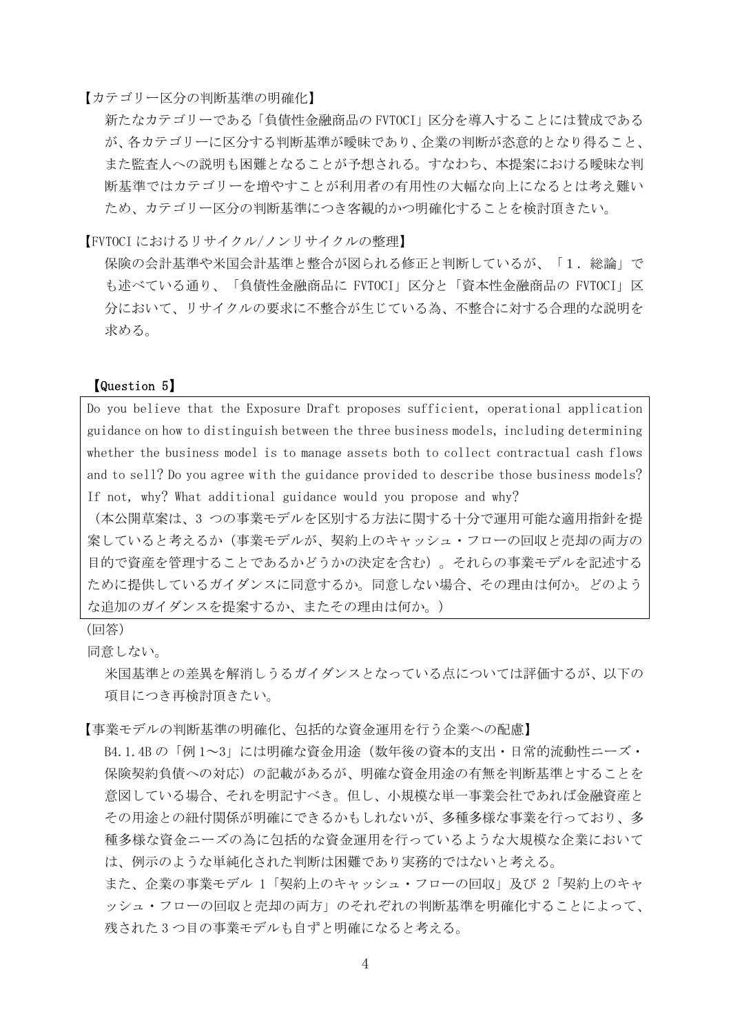【カテゴリー区分の判断基準の明確化】

新たなカテゴリーである「負債性金融商品のFVTOCI」区分を導入することには賛成であるが、各カテゴリーに区分する判断基準が曖昧であり、企業の判断が恣意的となり得ること、また監査人への説明も困難となることが予想される。すなわち、本提案における曖昧な判断基準ではカテゴリーを増やすことが利用者の有用性の大幅な向上になるとは考え難いため、カテゴリー区分の判断基準につき客観的かつ明確化することを検討頂きたい。

【FVTOCIにおけるリサイクル/ノンリサイクルの整理】

保険の会計基準や米国会計基準と整合が図られる修正と判断しているが、「1．総論」でも述べている通り、「負債性金融商品に FVTOCI」区分と「資本性金融商品の FVTOCI」区分において、リサイクルの要求に不整合が生じている為、不整合に対する合理的な説明を求める。

【Question 5】

> Do you believe that the Exposure Draft proposes sufficient, operational application guidance on how to distinguish between the three business models, including determining whether the business model is to manage assets both to collect contractual cash flows and to sell? Do you agree with the guidance provided to describe those business models? If not, why? What additional guidance would you propose and why?
>
> （本公開草案は、3 つの事業モデルを区別する方法に関する十分で運用可能な適用指針を提案していると考えるか（事業モデルが、契約上のキャッシュ・フローの回収と売却の両方の目的で資産を管理することであるかどうかの決定を含む）。それらの事業モデルを記述するために提供しているガイダンスに同意するか。同意しない場合、その理由は何か。どのような追加のガイダンスを提案するか、またその理由は何か。）

(回答)

同意しない。

米国基準との差異を解消しうるガイダンスとなっている点については評価するが、以下の項目につき再検討頂きたい。

【事業モデルの判断基準の明確化、包括的な資金運用を行う企業への配慮】

B4.1.4Bの「例1～3」には明確な資金用途（数年後の資本的支出・日常的流動性ニーズ・保険契約負債への対応）の記載があるが、明確な資金用途の有無を判断基準とすることを意図している場合、それを明記すべき。但し、小規模な単一事業会社であれば金融資産とその用途との紐付関係が明確にできるかもしれないが、多種多様な事業を行っており、多種多様な資金ニーズの為に包括的な資金運用を行っているような大規模な企業においては、例示のような単純化された判断は困難であり実務的ではないと考える。

また、企業の事業モデル 1「契約上のキャッシュ・フローの回収」及び 2「契約上のキャッシュ・フローの回収と売却の両方」のそれぞれの判断基準を明確化することによって、残された3つ目の事業モデルも自ずと明確になると考える。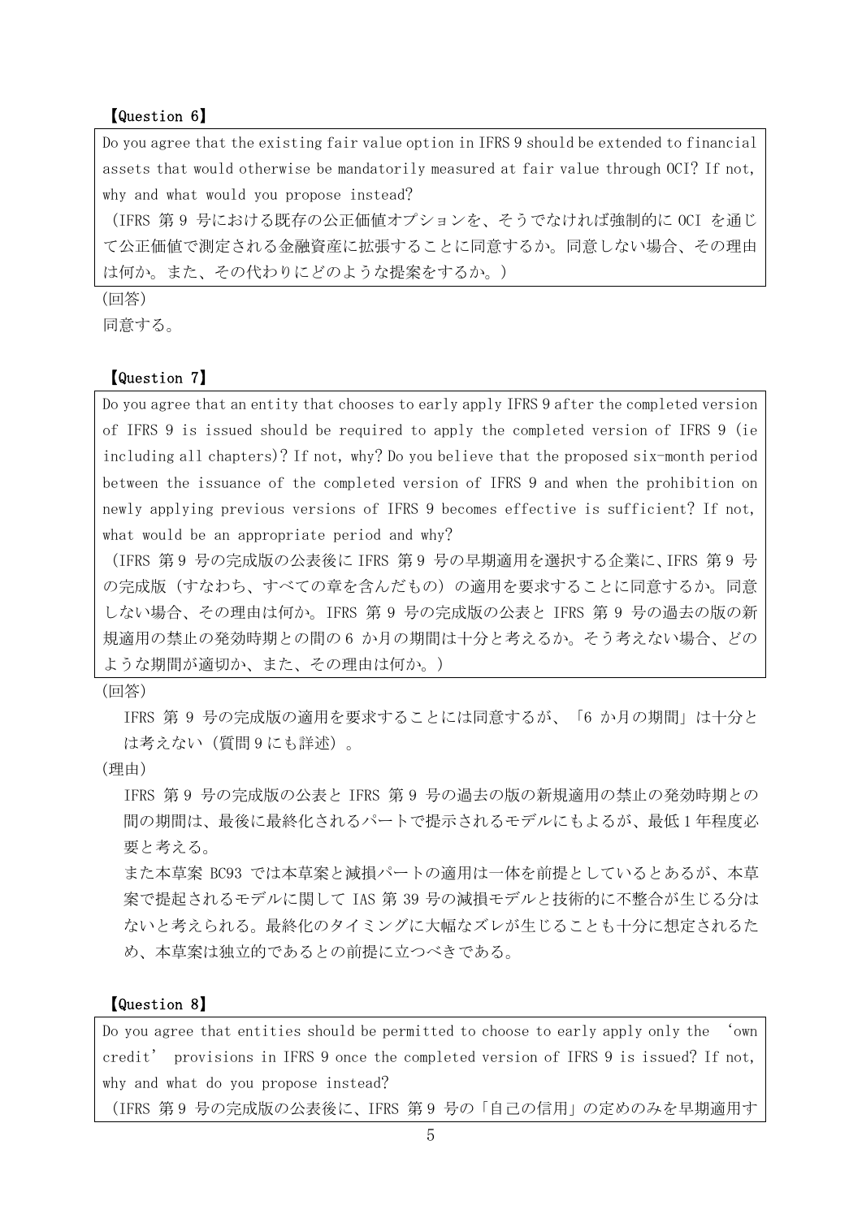【Question 6】

> Do you agree that the existing fair value option in IFRS 9 should be extended to financial assets that would otherwise be mandatorily measured at fair value through OCI? If not, why and what would you propose instead?
>
> （IFRS 第 9 号における既存の公正価値オプションを、そうでなければ強制的に OCI を通じて公正価値で測定される金融資産に拡張することに同意するか。同意しない場合、その理由は何か。また、その代わりにどのような提案をするか。）

(回答)

同意する。

【Question 7】

> Do you agree that an entity that chooses to early apply IFRS 9 after the completed version of IFRS 9 is issued should be required to apply the completed version of IFRS 9 (ie including all chapters)? If not, why? Do you believe that the proposed six-month period between the issuance of the completed version of IFRS 9 and when the prohibition on newly applying previous versions of IFRS 9 becomes effective is sufficient? If not, what would be an appropriate period and why?
>
> （IFRS 第 9 号の完成版の公表後に IFRS 第 9 号の早期適用を選択する企業に、IFRS 第 9 号の完成版（すなわち、すべての章を含んだもの）の適用を要求することに同意するか。同意しない場合、その理由は何か。IFRS 第 9 号の完成版の公表と IFRS 第 9 号の過去の版の新規適用の禁止の発効時期との間の 6 か月の期間は十分と考えるか。そう考えない場合、どのような期間が適切か、また、その理由は何か。）

(回答)

IFRS 第 9 号の完成版の適用を要求することには同意するが、「6 か月の期間」は十分とは考えない（質問 9 にも詳述）。

(理由)

IFRS 第 9 号の完成版の公表と IFRS 第 9 号の過去の版の新規適用の禁止の発効時期との間の期間は、最後に最終化されるパートで提示されるモデルにもよるが、最低 1 年程度必要と考える。

また本草案 BC93 では本草案と減損パートの適用は一体を前提としているとあるが、本草案で提起されるモデルに関して IAS 第 39 号の減損モデルと技術的に不整合が生じる分はないと考えられる。最終化のタイミングに大幅なズレが生じることも十分に想定されるため、本草案は独立的であるとの前提に立つべきである。

【Question 8】

> Do you agree that entities should be permitted to choose to early apply only the 'own credit' provisions in IFRS 9 once the completed version of IFRS 9 is issued? If not, why and what do you propose instead?
>
> （IFRS 第 9 号の完成版の公表後に、IFRS 第 9 号の「自己の信用」の定めのみを早期適用す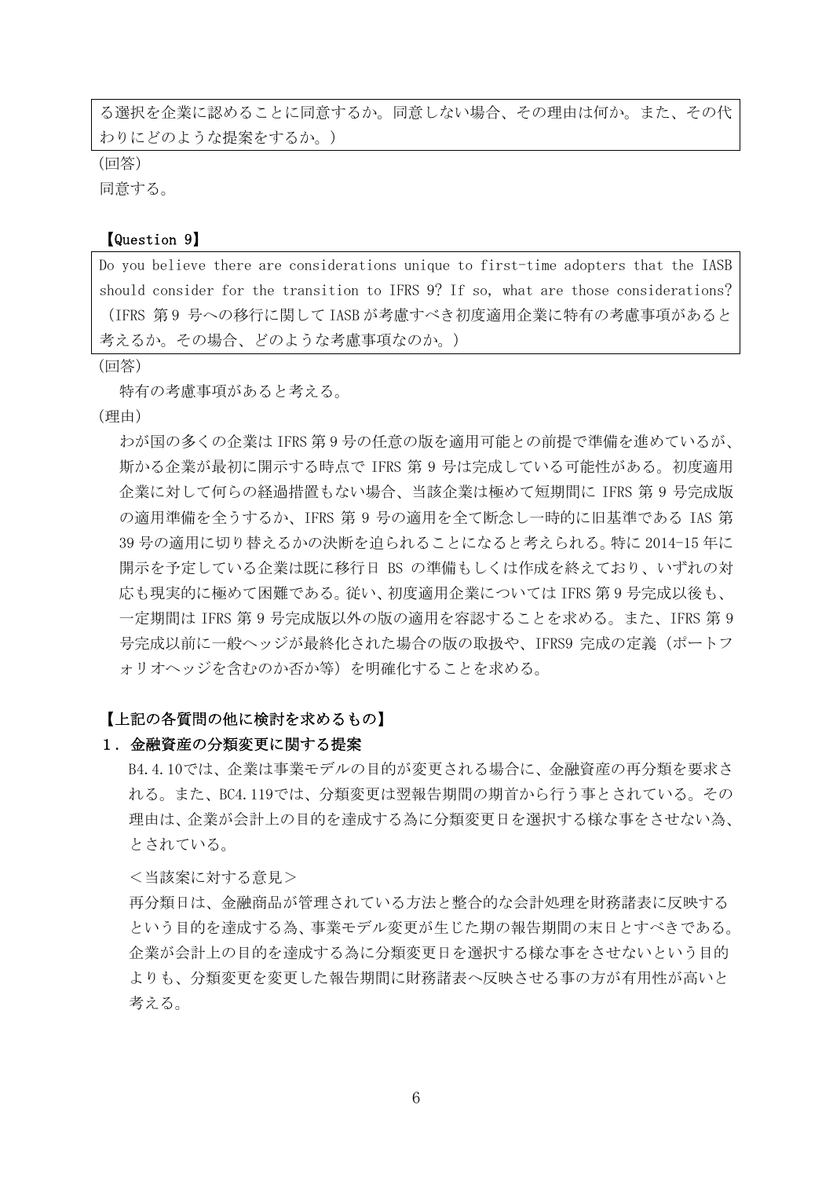る選択を企業に認めることに同意するか。同意しない場合、その理由は何か。また、その代わりにどのような提案をするか。)

(回答)

同意する。

【Question 9】

Do you believe there are considerations unique to first-time adopters that the IASB should consider for the transition to IFRS 9? If so, what are those considerations?
(IFRS 第9 号への移行に関して IASB が考慮すべき初度適用企業に特有の考慮事項があると考えるか。その場合、どのような考慮事項なのか。)

(回答)

特有の考慮事項があると考える。

(理由)

わが国の多くの企業は IFRS 第9 号の任意の版を適用可能との前提で準備を進めているが、斯かる企業が最初に開示する時点で IFRS 第 9 号は完成している可能性がある。初度適用企業に対して何らの経過措置もない場合、当該企業は極めて短期間に IFRS 第 9 号完成版の適用準備を全うするか、IFRS 第 9 号の適用を全て断念し一時的に旧基準である IAS 第 39 号の適用に切り替えるかの決断を迫られることになると考えられる。特に 2014-15 年に開示を予定している企業は既に移行日 BS の準備もしくは作成を終えており、いずれの対応も現実的に極めて困難である。従い、初度適用企業については IFRS 第9 号完成以後も、一定期間は IFRS 第 9 号完成版以外の版の適用を容認することを求める。また、IFRS 第 9 号完成以前に一般ヘッジが最終化された場合の版の取扱や、IFRS9 完成の定義(ポートフォリオヘッジを含むのか否か等)を明確化することを求める。

## 【上記の各質問の他に検討を求めるもの】

### 1. 金融資産の分類変更に関する提案

B4.4.10では、企業は事業モデルの目的が変更される場合に、金融資産の再分類を要求される。また、BC4.119では、分類変更は翌報告期間の期首から行う事とされている。その理由は、企業が会計上の目的を達成する為に分類変更日を選択する様な事をさせない為、とされている。

<当該案に対する意見>

再分類日は、金融商品が管理されている方法と整合的な会計処理を財務諸表に反映するという目的を達成する為、事業モデル変更が生じた期の報告期間の末日とすべきである。企業が会計上の目的を達成する為に分類変更日を選択する様な事をさせないという目的よりも、分類変更を変更した報告期間に財務諸表へ反映させる事の方が有用性が高いと考える。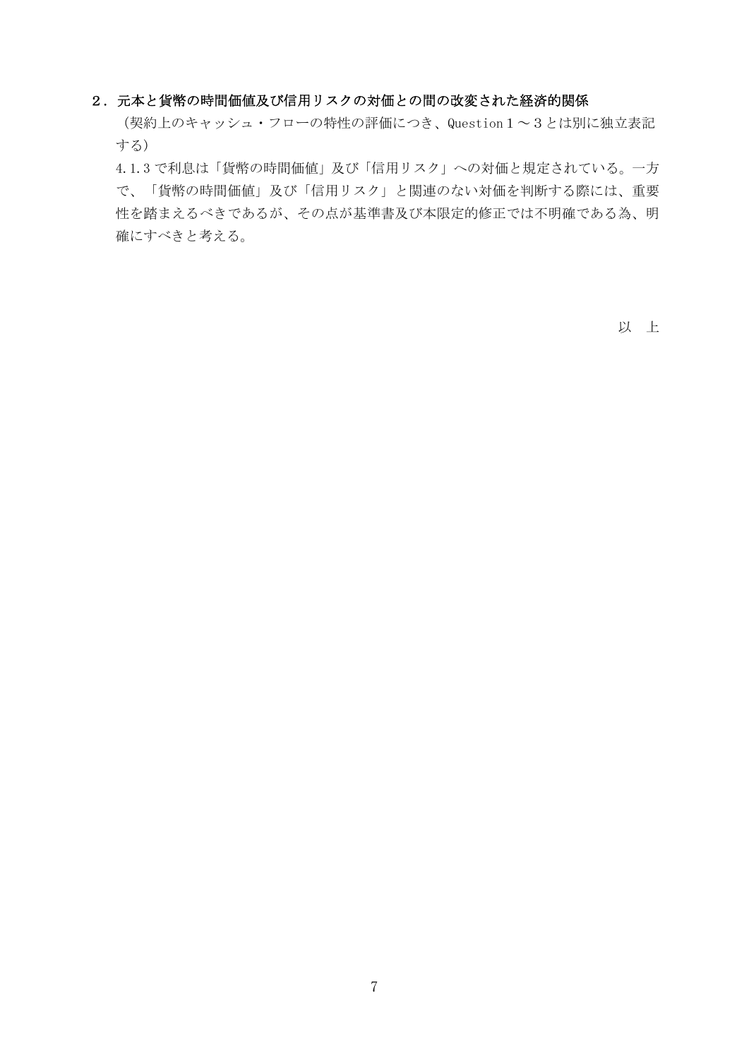## ２．元本と貨幣の時間価値及び信用リスクの対価との間の改変された経済的関係

（契約上のキャッシュ・フローの特性の評価につき、Question１～３とは別に独立表記する）

4.1.3で利息は「貨幣の時間価値」及び「信用リスク」への対価と規定されている。一方で、「貨幣の時間価値」及び「信用リスク」と関連のない対価を判断する際には、重要性を踏まえるべきであるが、その点が基準書及び本限定的修正では不明確である為、明確にすべきと考える。

以　上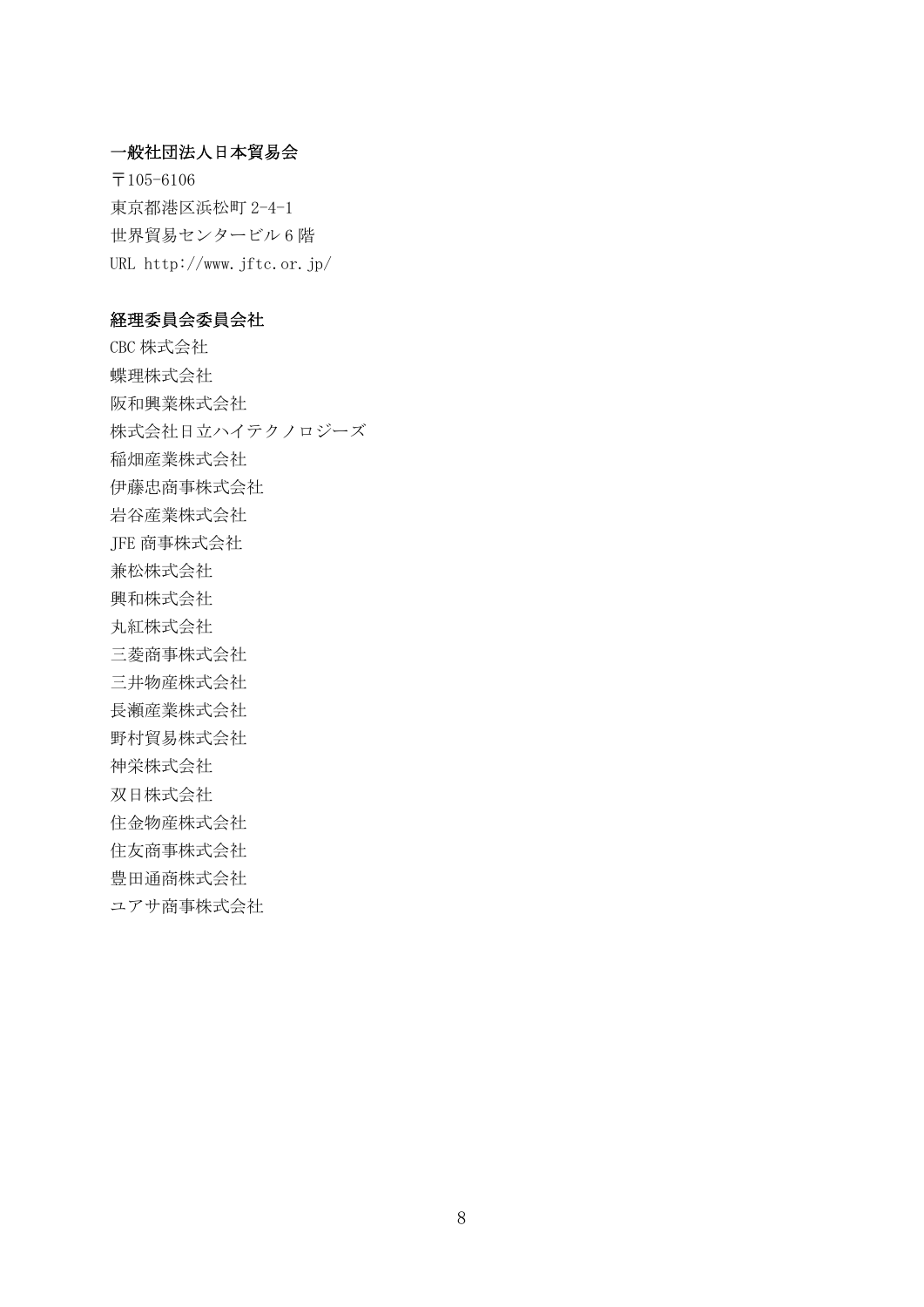**一般社団法人日本貿易会**

〒105-6106
東京都港区浜松町 2-4-1
世界貿易センタービル 6 階
URL http://www.jftc.or.jp/

**経理委員会委員会社**

CBC 株式会社
蝶理株式会社
阪和興業株式会社
株式会社日立ハイテクノロジーズ
稲畑産業株式会社
伊藤忠商事株式会社
岩谷産業株式会社
JFE 商事株式会社
兼松株式会社
興和株式会社
丸紅株式会社
三菱商事株式会社
三井物産株式会社
長瀬産業株式会社
野村貿易株式会社
神栄株式会社
双日株式会社
住金物産株式会社
住友商事株式会社
豊田通商株式会社
ユアサ商事株式会社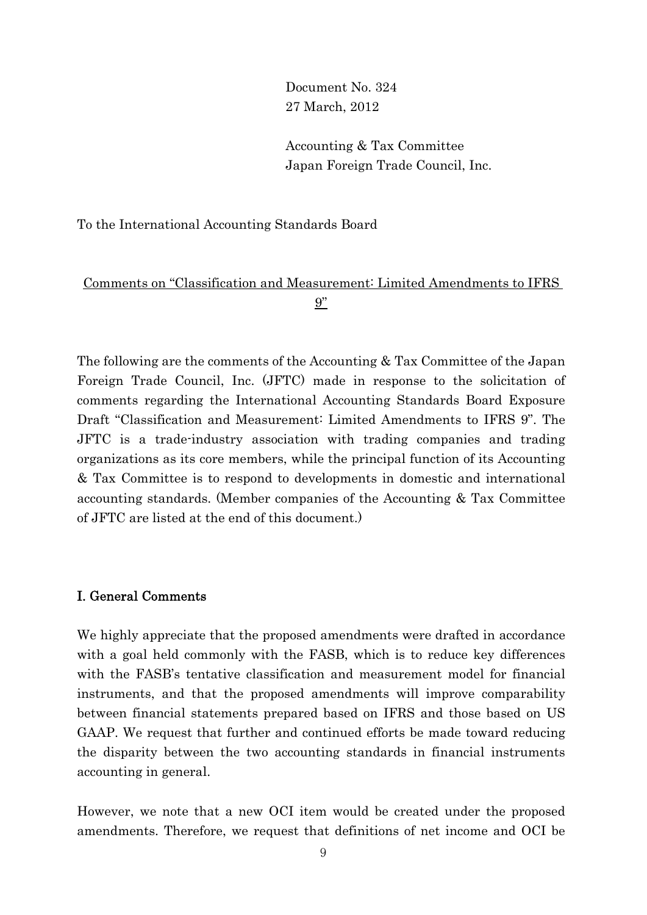Document No. 324
27 March, 2012

Accounting & Tax Committee
Japan Foreign Trade Council, Inc.

To the International Accounting Standards Board

<u>Comments on "Classification and Measurement: Limited Amendments to IFRS 9"</u>

The following are the comments of the Accounting & Tax Committee of the Japan Foreign Trade Council, Inc. (JFTC) made in response to the solicitation of comments regarding the International Accounting Standards Board Exposure Draft "Classification and Measurement: Limited Amendments to IFRS 9". The JFTC is a trade-industry association with trading companies and trading organizations as its core members, while the principal function of its Accounting & Tax Committee is to respond to developments in domestic and international accounting standards. (Member companies of the Accounting & Tax Committee of JFTC are listed at the end of this document.)

## I. General Comments

We highly appreciate that the proposed amendments were drafted in accordance with a goal held commonly with the FASB, which is to reduce key differences with the FASB's tentative classification and measurement model for financial instruments, and that the proposed amendments will improve comparability between financial statements prepared based on IFRS and those based on US GAAP. We request that further and continued efforts be made toward reducing the disparity between the two accounting standards in financial instruments accounting in general.

However, we note that a new OCI item would be created under the proposed amendments. Therefore, we request that definitions of net income and OCI be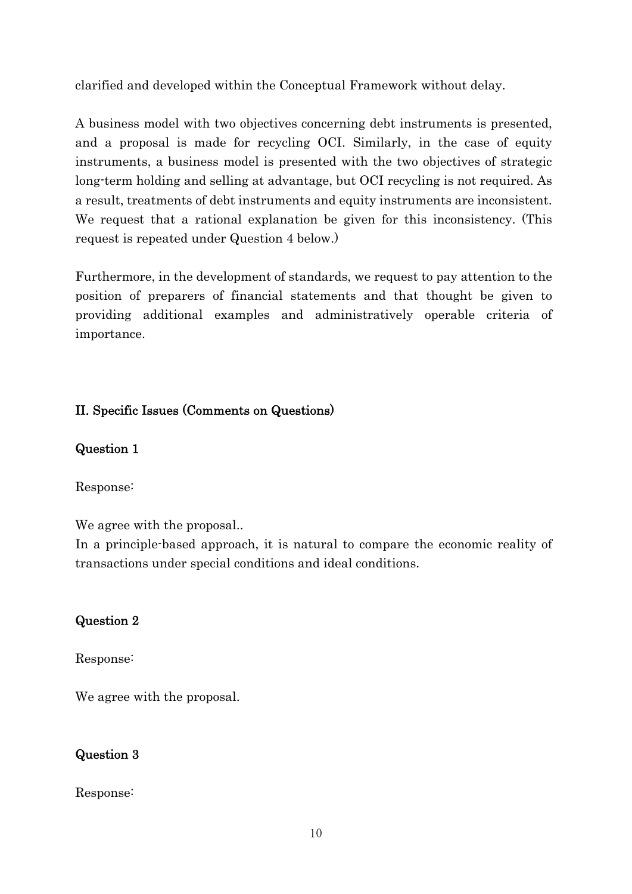clarified and developed within the Conceptual Framework without delay.

A business model with two objectives concerning debt instruments is presented, and a proposal is made for recycling OCI. Similarly, in the case of equity instruments, a business model is presented with the two objectives of strategic long-term holding and selling at advantage, but OCI recycling is not required. As a result, treatments of debt instruments and equity instruments are inconsistent. We request that a rational explanation be given for this inconsistency. (This request is repeated under Question 4 below.)

Furthermore, in the development of standards, we request to pay attention to the position of preparers of financial statements and that thought be given to providing additional examples and administratively operable criteria of importance.

## II. Specific Issues (Comments on Questions)

### Question 1

Response:

We agree with the proposal..
In a principle-based approach, it is natural to compare the economic reality of transactions under special conditions and ideal conditions.

### Question 2

Response:

We agree with the proposal.

### Question 3

Response: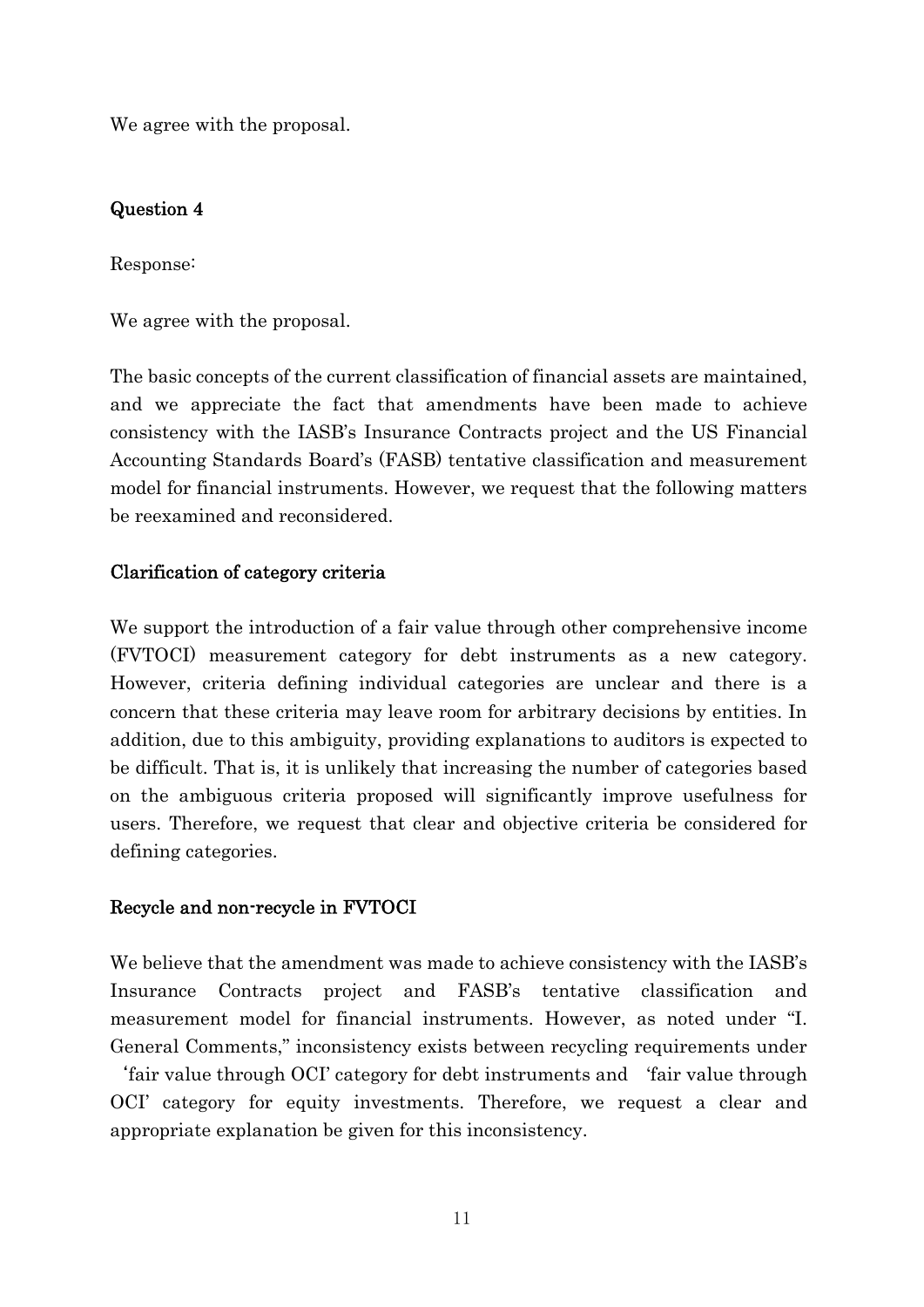We agree with the proposal.

## Question 4

Response:

We agree with the proposal.

The basic concepts of the current classification of financial assets are maintained, and we appreciate the fact that amendments have been made to achieve consistency with the IASB's Insurance Contracts project and the US Financial Accounting Standards Board's (FASB) tentative classification and measurement model for financial instruments. However, we request that the following matters be reexamined and reconsidered.

### Clarification of category criteria

We support the introduction of a fair value through other comprehensive income (FVTOCI) measurement category for debt instruments as a new category. However, criteria defining individual categories are unclear and there is a concern that these criteria may leave room for arbitrary decisions by entities. In addition, due to this ambiguity, providing explanations to auditors is expected to be difficult. That is, it is unlikely that increasing the number of categories based on the ambiguous criteria proposed will significantly improve usefulness for users. Therefore, we request that clear and objective criteria be considered for defining categories.

### Recycle and non-recycle in FVTOCI

We believe that the amendment was made to achieve consistency with the IASB's Insurance Contracts project and FASB's tentative classification and measurement model for financial instruments. However, as noted under "I. General Comments," inconsistency exists between recycling requirements under 'fair value through OCI' category for debt instruments and 'fair value through OCI' category for equity investments. Therefore, we request a clear and appropriate explanation be given for this inconsistency.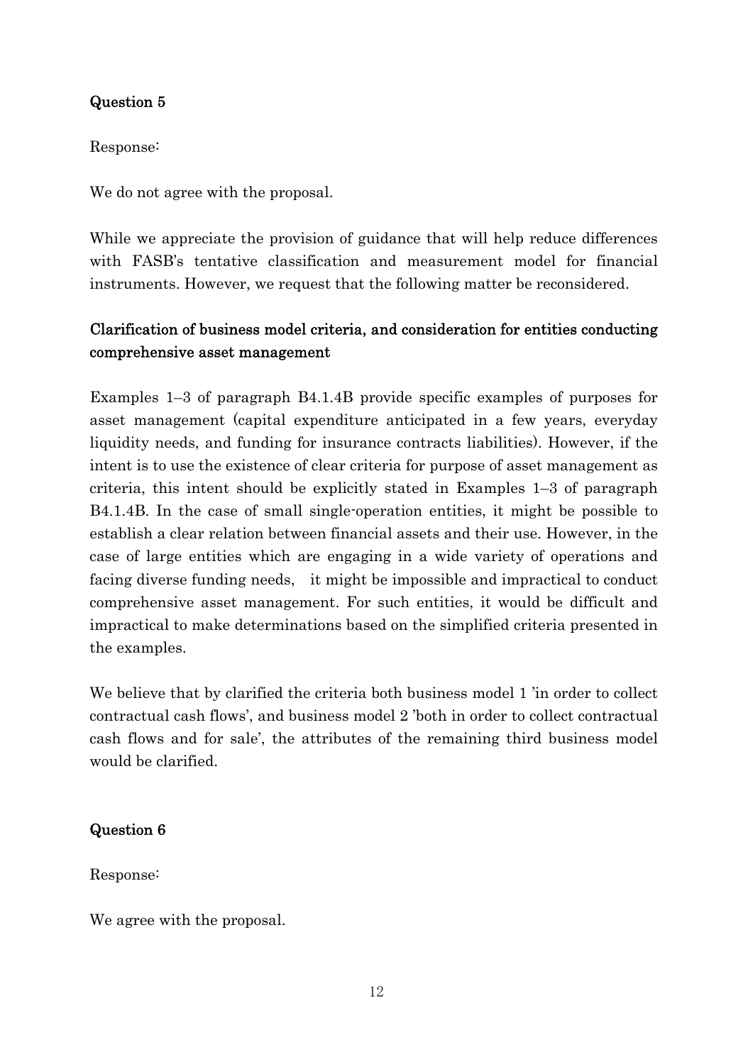## Question 5

Response:

We do not agree with the proposal.

While we appreciate the provision of guidance that will help reduce differences with FASB's tentative classification and measurement model for financial instruments. However, we request that the following matter be reconsidered.

### Clarification of business model criteria, and consideration for entities conducting comprehensive asset management

Examples 1–3 of paragraph B4.1.4B provide specific examples of purposes for asset management (capital expenditure anticipated in a few years, everyday liquidity needs, and funding for insurance contracts liabilities). However, if the intent is to use the existence of clear criteria for purpose of asset management as criteria, this intent should be explicitly stated in Examples 1–3 of paragraph B4.1.4B. In the case of small single-operation entities, it might be possible to establish a clear relation between financial assets and their use. However, in the case of large entities which are engaging in a wide variety of operations and facing diverse funding needs, it might be impossible and impractical to conduct comprehensive asset management. For such entities, it would be difficult and impractical to make determinations based on the simplified criteria presented in the examples.

We believe that by clarified the criteria both business model 1 'in order to collect contractual cash flows', and business model 2 'both in order to collect contractual cash flows and for sale', the attributes of the remaining third business model would be clarified.

## Question 6

Response:

We agree with the proposal.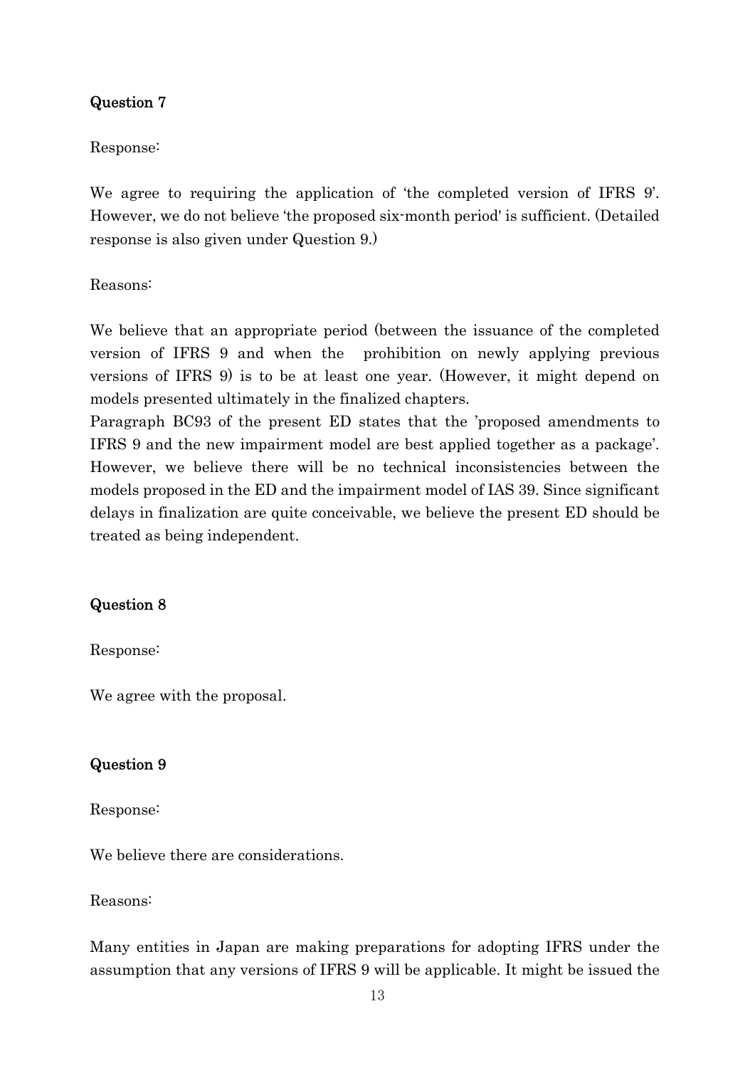## Question 7

Response:

We agree to requiring the application of 'the completed version of IFRS 9'. However, we do not believe 'the proposed six-month period' is sufficient. (Detailed response is also given under Question 9.)

Reasons:

We believe that an appropriate period (between the issuance of the completed version of IFRS 9 and when the prohibition on newly applying previous versions of IFRS 9) is to be at least one year. (However, it might depend on models presented ultimately in the finalized chapters.

Paragraph BC93 of the present ED states that the 'proposed amendments to IFRS 9 and the new impairment model are best applied together as a package'. However, we believe there will be no technical inconsistencies between the models proposed in the ED and the impairment model of IAS 39. Since significant delays in finalization are quite conceivable, we believe the present ED should be treated as being independent.

## Question 8

Response:

We agree with the proposal.

## Question 9

Response:

We believe there are considerations.

Reasons:

Many entities in Japan are making preparations for adopting IFRS under the assumption that any versions of IFRS 9 will be applicable. It might be issued the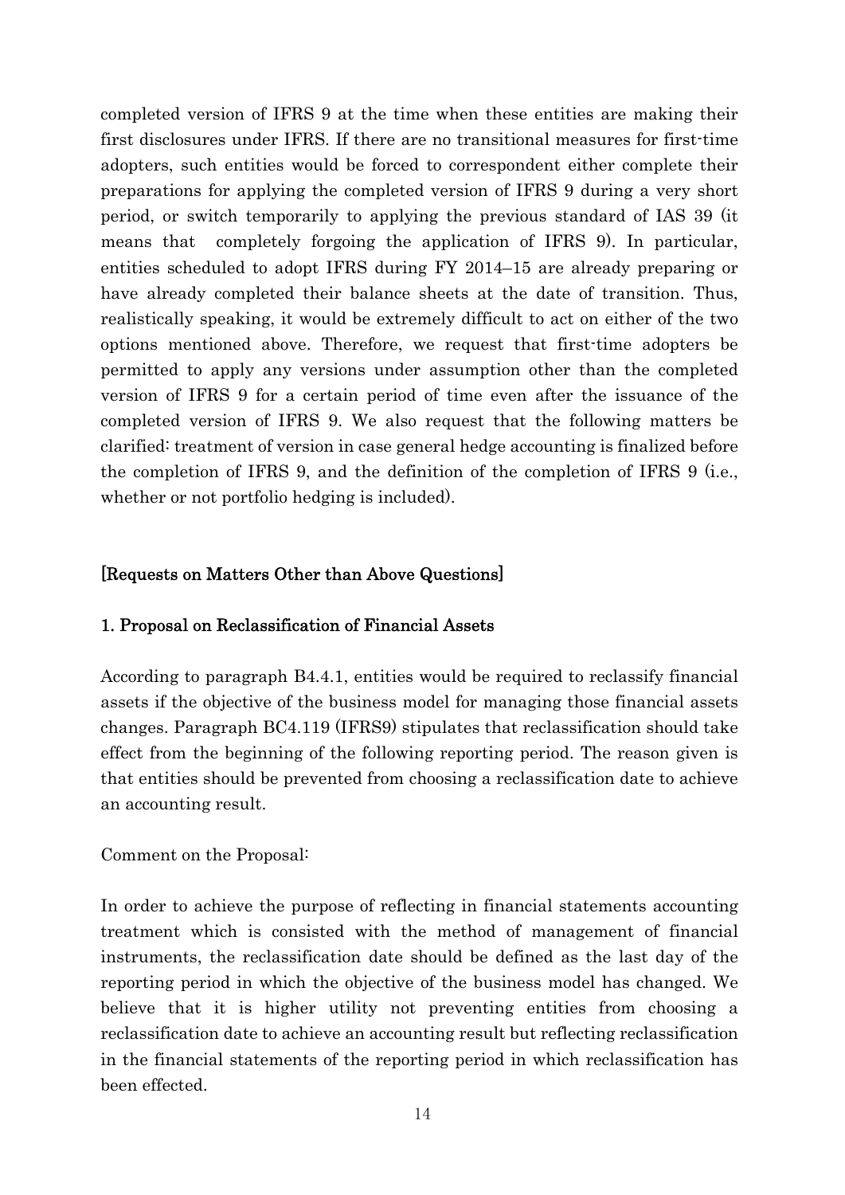completed version of IFRS 9 at the time when these entities are making their first disclosures under IFRS. If there are no transitional measures for first-time adopters, such entities would be forced to correspondent either complete their preparations for applying the completed version of IFRS 9 during a very short period, or switch temporarily to applying the previous standard of IAS 39 (it means that completely forgoing the application of IFRS 9). In particular, entities scheduled to adopt IFRS during FY 2014–15 are already preparing or have already completed their balance sheets at the date of transition. Thus, realistically speaking, it would be extremely difficult to act on either of the two options mentioned above. Therefore, we request that first-time adopters be permitted to apply any versions under assumption other than the completed version of IFRS 9 for a certain period of time even after the issuance of the completed version of IFRS 9. We also request that the following matters be clarified: treatment of version in case general hedge accounting is finalized before the completion of IFRS 9, and the definition of the completion of IFRS 9 (i.e., whether or not portfolio hedging is included).

## [Requests on Matters Other than Above Questions]

### 1. Proposal on Reclassification of Financial Assets

According to paragraph B4.4.1, entities would be required to reclassify financial assets if the objective of the business model for managing those financial assets changes. Paragraph BC4.119 (IFRS9) stipulates that reclassification should take effect from the beginning of the following reporting period. The reason given is that entities should be prevented from choosing a reclassification date to achieve an accounting result.

Comment on the Proposal:

In order to achieve the purpose of reflecting in financial statements accounting treatment which is consisted with the method of management of financial instruments, the reclassification date should be defined as the last day of the reporting period in which the objective of the business model has changed. We believe that it is higher utility not preventing entities from choosing a reclassification date to achieve an accounting result but reflecting reclassification in the financial statements of the reporting period in which reclassification has been effected.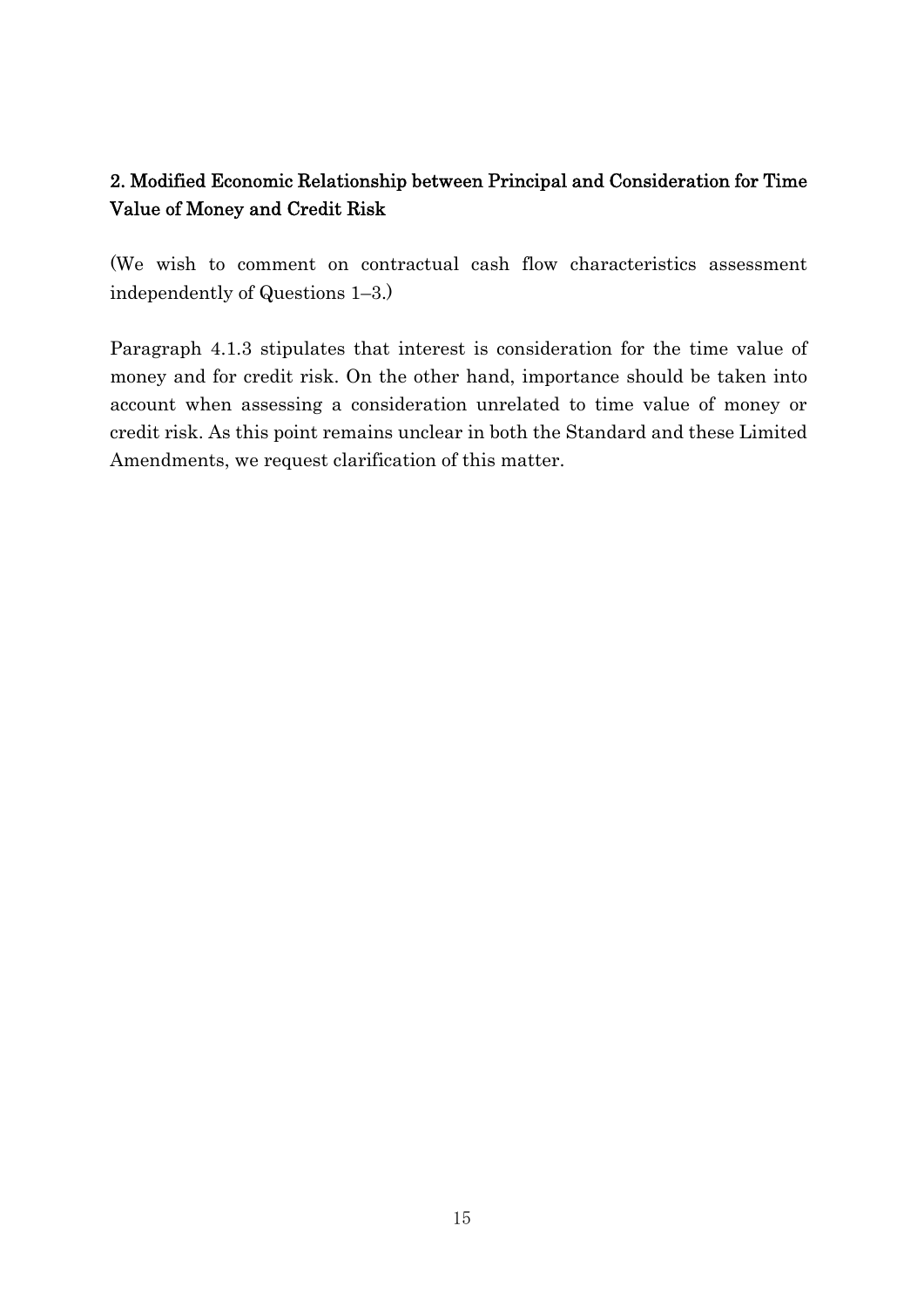## 2. Modified Economic Relationship between Principal and Consideration for Time Value of Money and Credit Risk

(We wish to comment on contractual cash flow characteristics assessment independently of Questions 1–3.)

Paragraph 4.1.3 stipulates that interest is consideration for the time value of money and for credit risk. On the other hand, importance should be taken into account when assessing a consideration unrelated to time value of money or credit risk. As this point remains unclear in both the Standard and these Limited Amendments, we request clarification of this matter.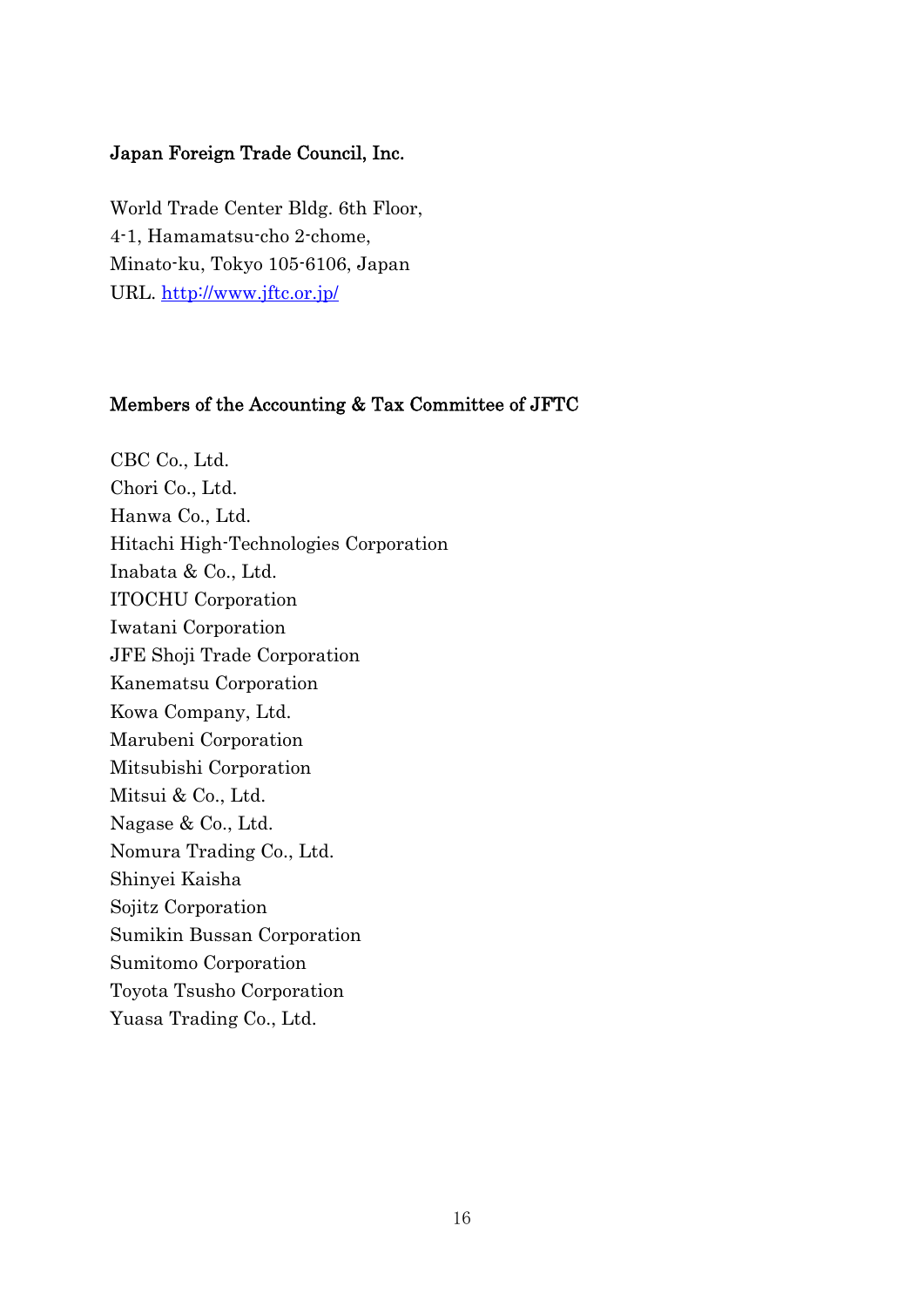**Japan Foreign Trade Council, Inc.**

World Trade Center Bldg. 6th Floor,
4-1, Hamamatsu-cho 2-chome,
Minato-ku, Tokyo 105-6106, Japan
URL. http://www.jftc.or.jp/

**Members of the Accounting & Tax Committee of JFTC**

CBC Co., Ltd.
Chori Co., Ltd.
Hanwa Co., Ltd.
Hitachi High-Technologies Corporation
Inabata & Co., Ltd.
ITOCHU Corporation
Iwatani Corporation
JFE Shoji Trade Corporation
Kanematsu Corporation
Kowa Company, Ltd.
Marubeni Corporation
Mitsubishi Corporation
Mitsui & Co., Ltd.
Nagase & Co., Ltd.
Nomura Trading Co., Ltd.
Shinyei Kaisha
Sojitz Corporation
Sumikin Bussan Corporation
Sumitomo Corporation
Toyota Tsusho Corporation
Yuasa Trading Co., Ltd.